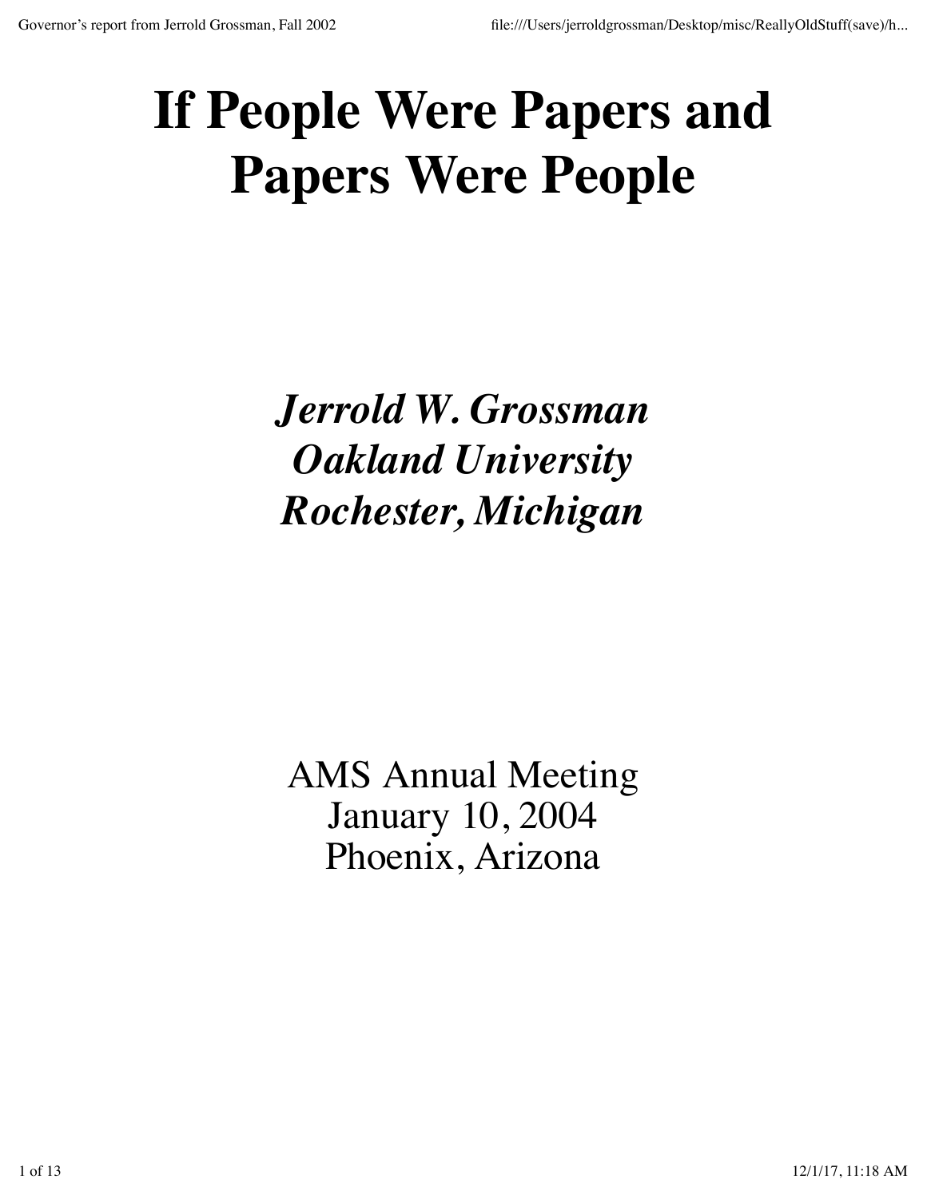# If People Were Papers and Papers Were People

***Jerrold W. Grossman***
***Oakland University***
***Rochester, Michigan***

AMS Annual Meeting
January 10, 2004
Phoenix, Arizona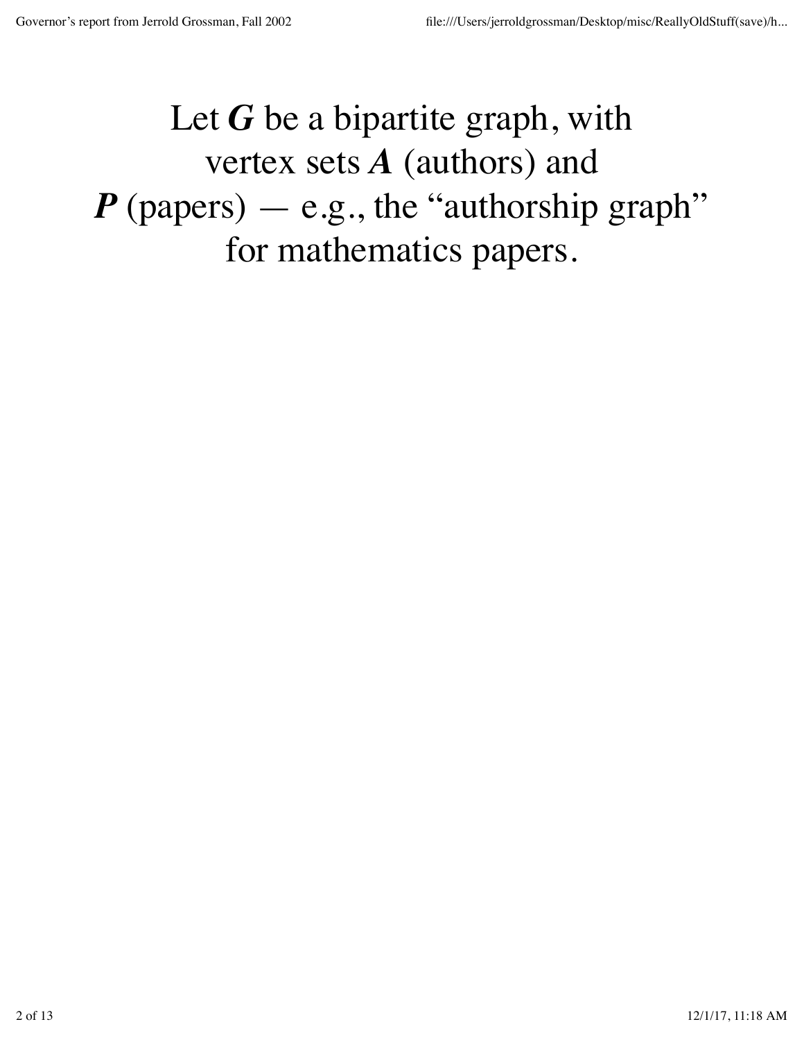Let $G$ be a bipartite graph, with vertex sets $A$ (authors) and $P$ (papers) — e.g., the "authorship graph" for mathematics papers.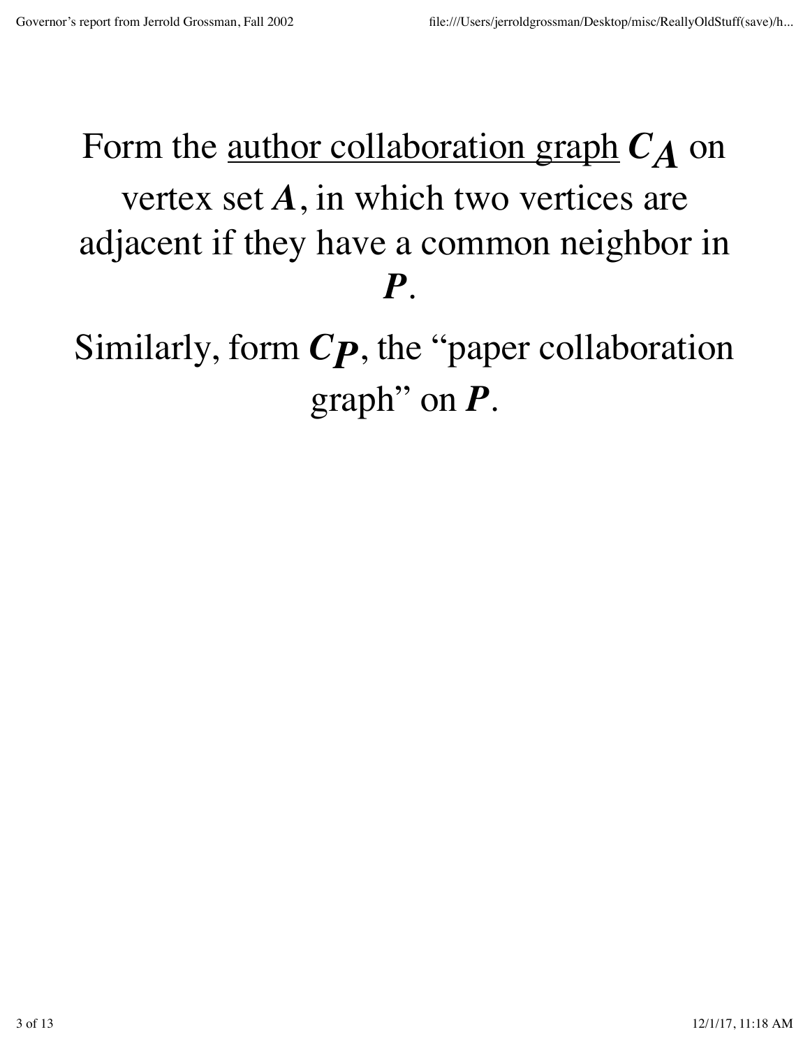Form the author collaboration graph $C_A$ on vertex set $A$, in which two vertices are adjacent if they have a common neighbor in $P$.

Similarly, form $C_P$, the "paper collaboration graph" on $P$.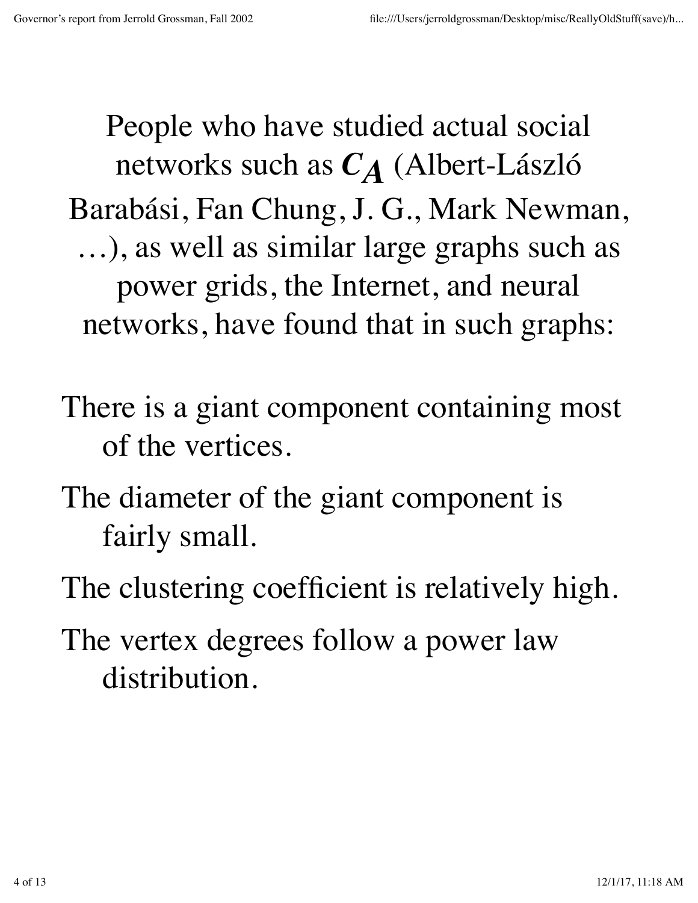People who have studied actual social networks such as $C_A$ (Albert-László Barabási, Fan Chung, J. G., Mark Newman, …), as well as similar large graphs such as power grids, the Internet, and neural networks, have found that in such graphs:

There is a giant component containing most of the vertices.

The diameter of the giant component is fairly small.

The clustering coefficient is relatively high.

The vertex degrees follow a power law distribution.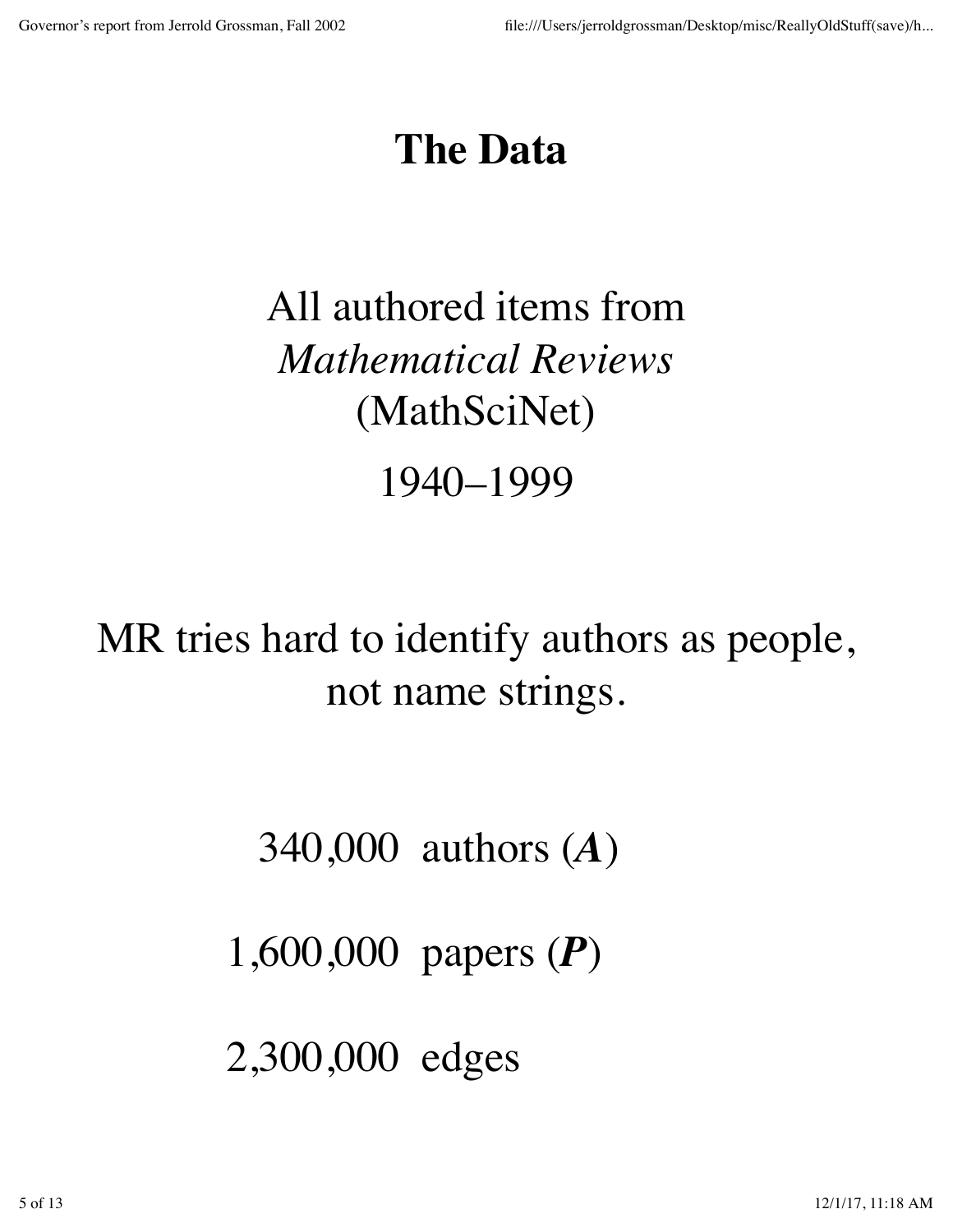# The Data

All authored items from
*Mathematical Reviews*
(MathSciNet)

1940–1999

MR tries hard to identify authors as people, not name strings.

340,000 authors (***A***)

1,600,000 papers (***P***)

2,300,000 edges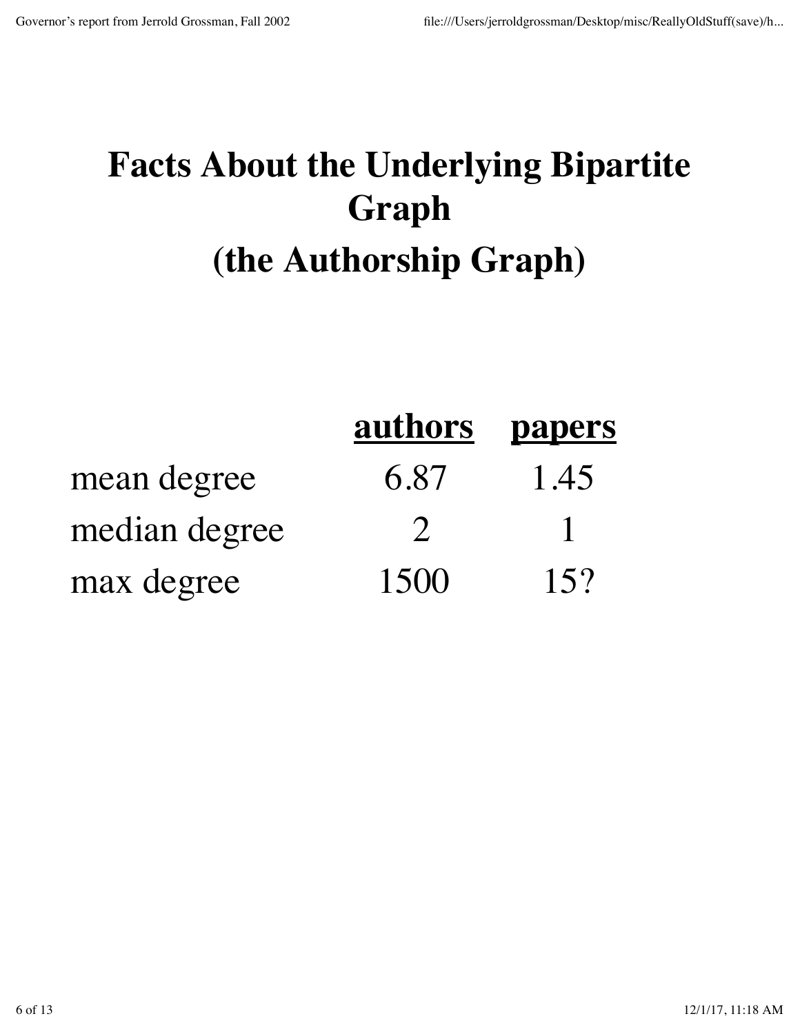# Facts About the Underlying Bipartite Graph

## (the Authorship Graph)

| | authors | papers |
|---|---|---|
| mean degree | 6.87 | 1.45 |
| median degree | 2 | 1 |
| max degree | 1500 | 15? |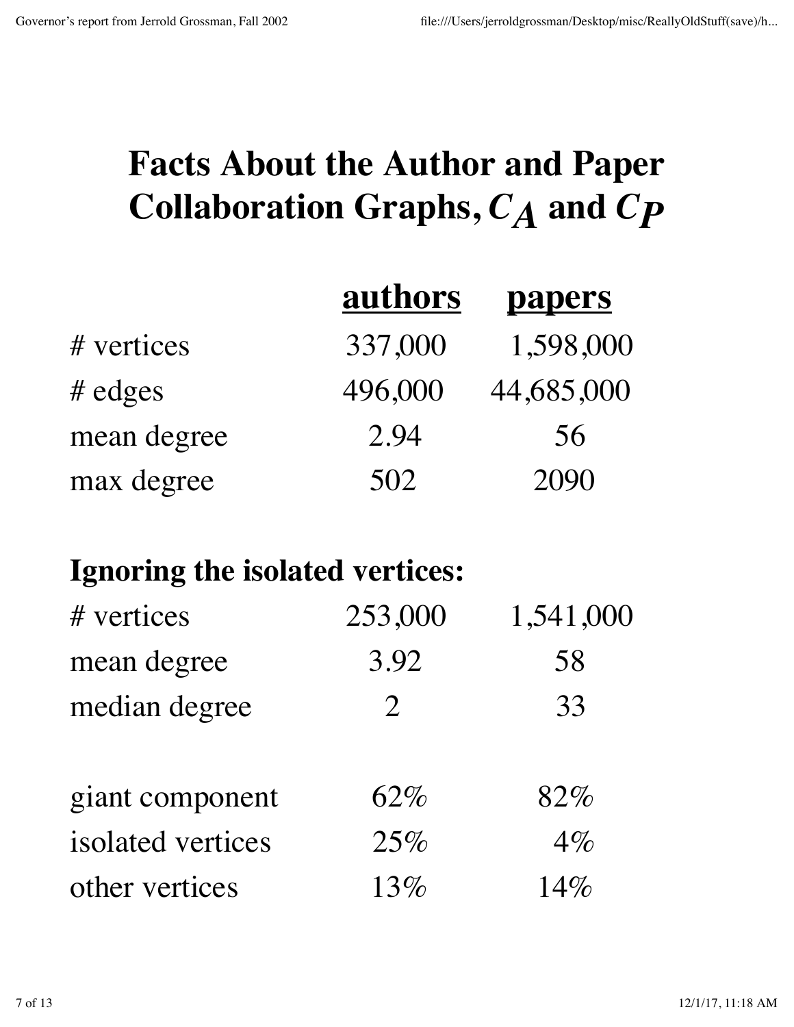# Facts About the Author and Paper Collaboration Graphs, $C_A$ and $C_P$

| | authors | papers |
|---|---|---|
| # vertices | 337,000 | 1,598,000 |
| # edges | 496,000 | 44,685,000 |
| mean degree | 2.94 | 56 |
| max degree | 502 | 2090 |

**Ignoring the isolated vertices:**

| | authors | papers |
|---|---|---|
| # vertices | 253,000 | 1,541,000 |
| mean degree | 3.92 | 58 |
| median degree | 2 | 33 |

| | authors | papers |
|---|---|---|
| giant component | 62% | 82% |
| isolated vertices | 25% | 4% |
| other vertices | 13% | 14% |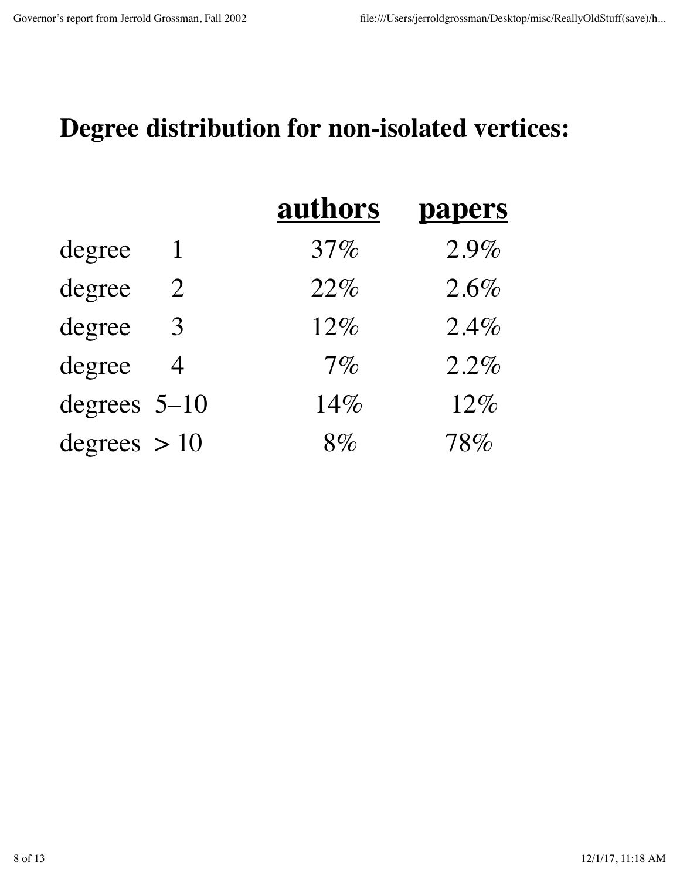# Degree distribution for non-isolated vertices:

| | authors | papers |
|---|---|---|
| degree 1 | 37% | 2.9% |
| degree 2 | 22% | 2.6% |
| degree 3 | 12% | 2.4% |
| degree 4 | 7% | 2.2% |
| degrees 5–10 | 14% | 12% |
| degrees > 10 | 8% | 78% |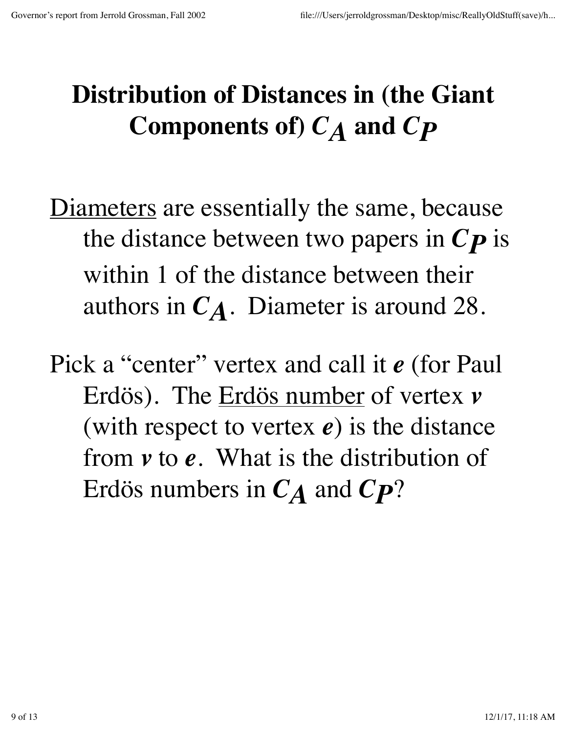# Distribution of Distances in (the Giant Components of) $C_A$ and $C_P$

Diameters are essentially the same, because the distance between two papers in $C_P$ is within 1 of the distance between their authors in $C_A$. Diameter is around 28.

Pick a "center" vertex and call it $e$ (for Paul Erdös). The Erdös number of vertex $v$ (with respect to vertex $e$) is the distance from $v$ to $e$. What is the distribution of Erdös numbers in $C_A$ and $C_P$?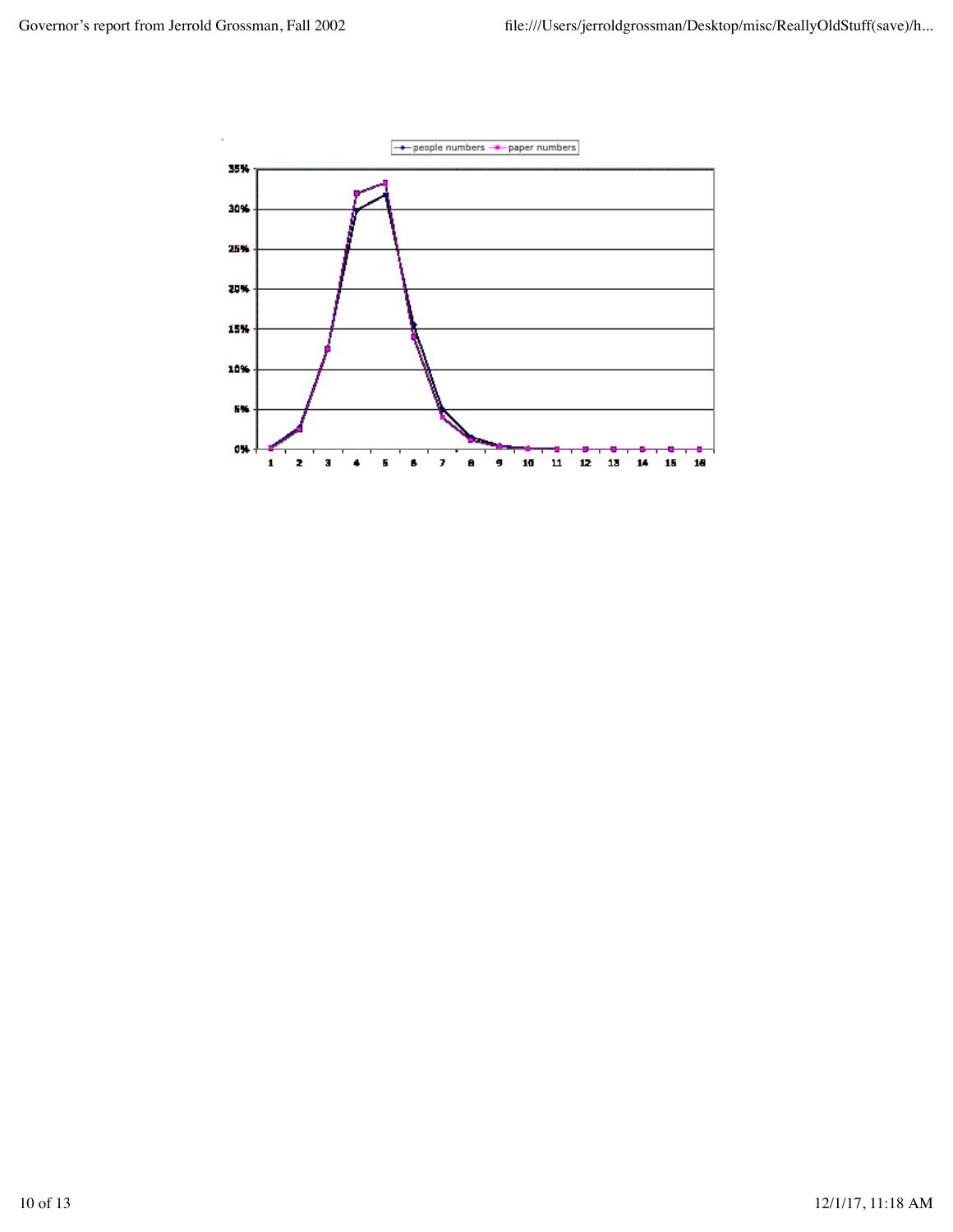people numbers — paper numbers

35%
30%
25%
20%
15%
10%
5%
0%

1 2 3 4 5 6 7 8 9 10 11 12 13 14 15 16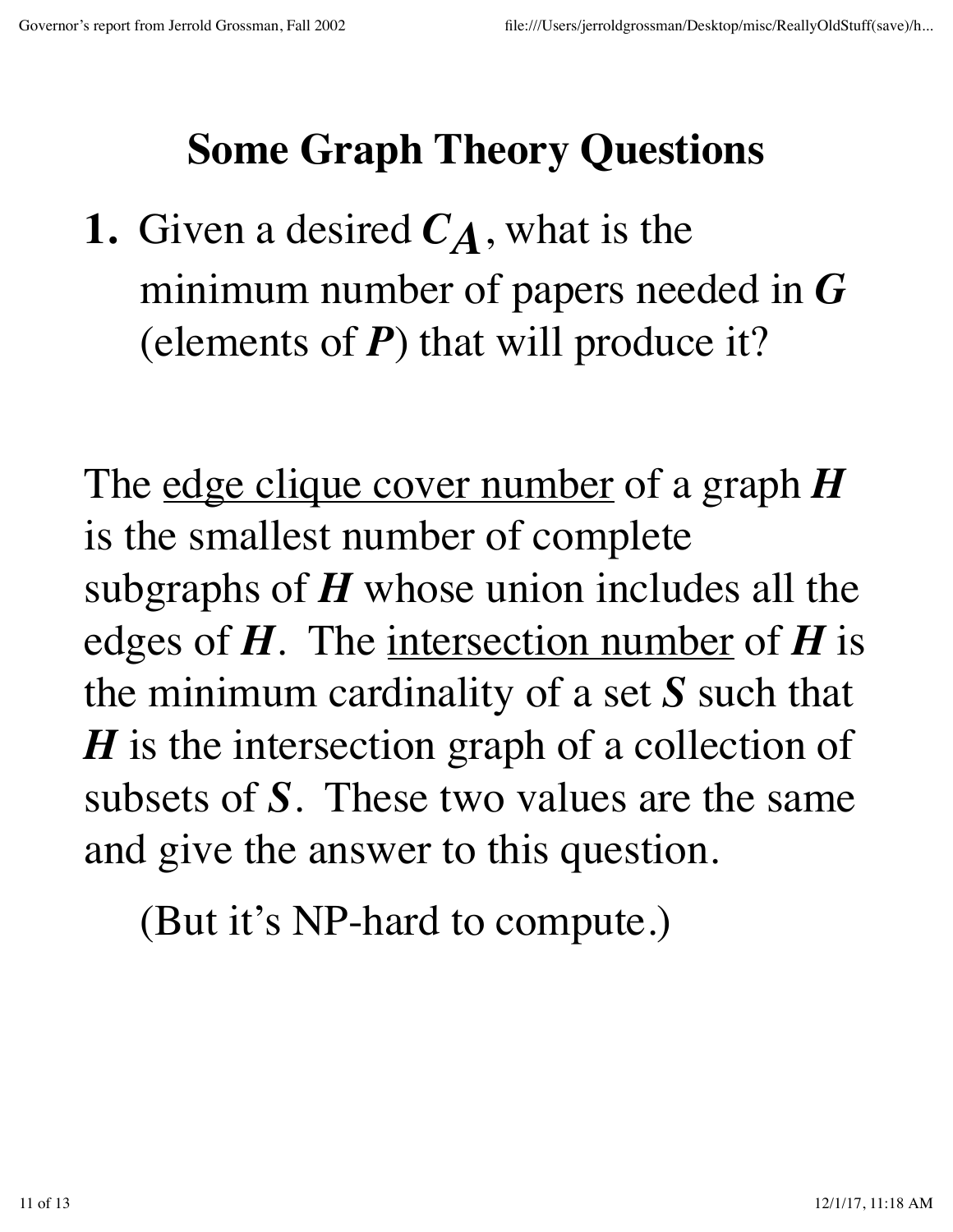# Some Graph Theory Questions

**1.** Given a desired $C_A$, what is the minimum number of papers needed in $G$ (elements of $P$) that will produce it?

The <u>edge clique cover number</u> of a graph $H$ is the smallest number of complete subgraphs of $H$ whose union includes all the edges of $H$. The <u>intersection number</u> of $H$ is the minimum cardinality of a set $S$ such that $H$ is the intersection graph of a collection of subsets of $S$. These two values are the same and give the answer to this question.

(But it's NP-hard to compute.)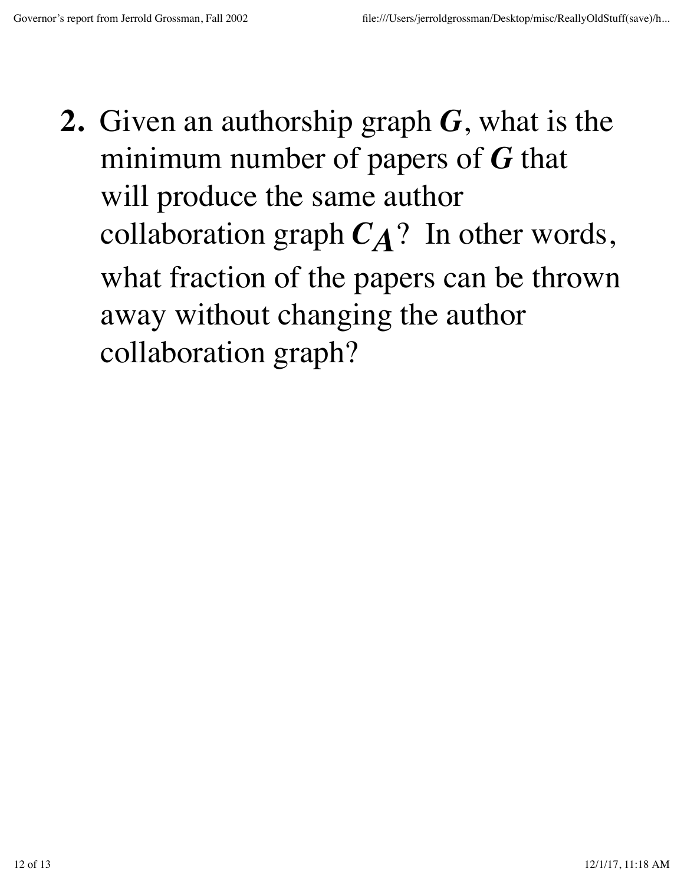2. Given an authorship graph $\boldsymbol{G}$, what is the minimum number of papers of $\boldsymbol{G}$ that will produce the same author collaboration graph $\boldsymbol{C_A}$? In other words, what fraction of the papers can be thrown away without changing the author collaboration graph?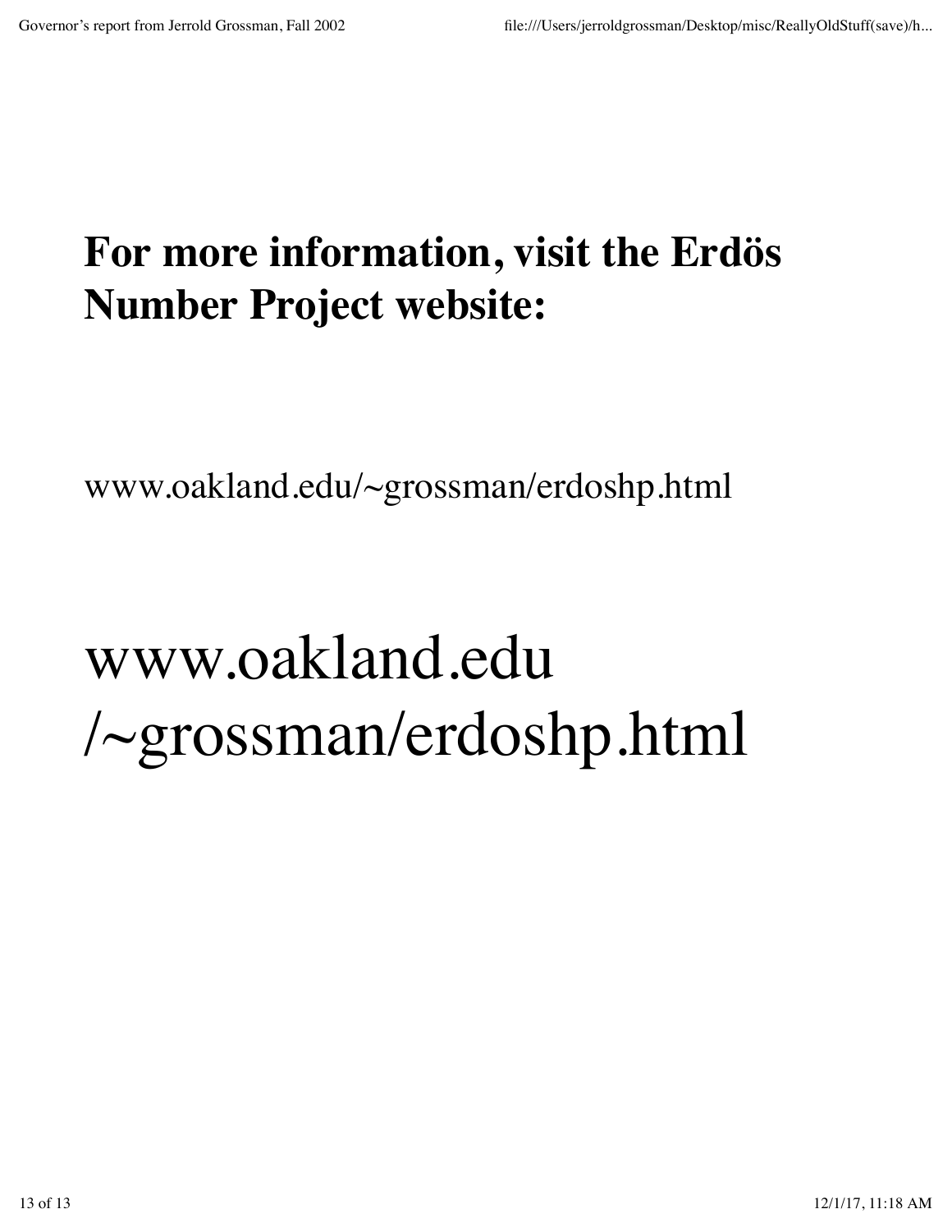**For more information, visit the Erdös Number Project website:**

www.oakland.edu/~grossman/erdoshp.html

www.oakland.edu
/~grossman/erdoshp.html